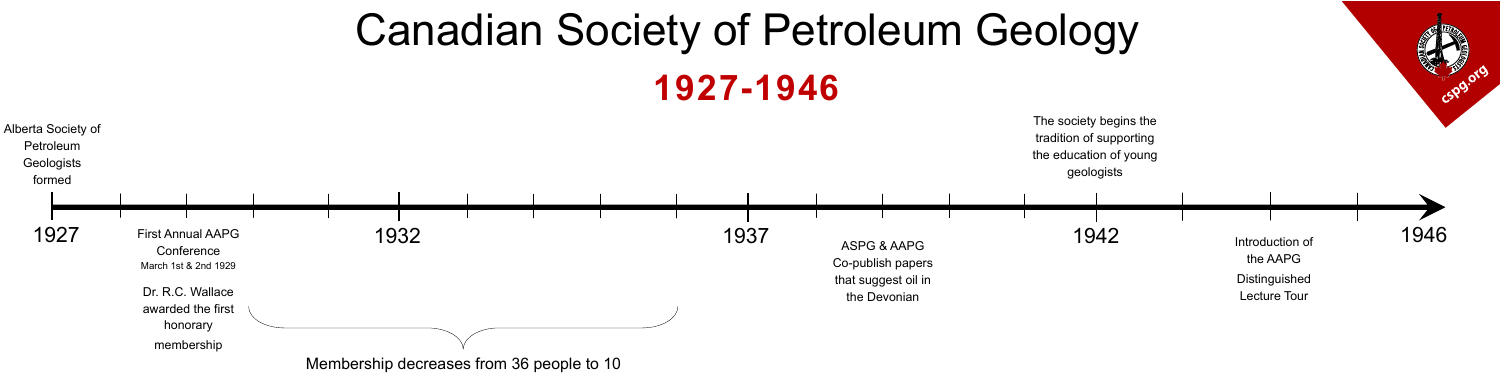# Canadian Society of Petroleum Geology

## 1927-1946

cspg.org

1927

Alberta Society of Petroleum Geologists formed

First Annual AAPG Conference
March 1st & 2nd 1929

Dr. R.C. Wallace awarded the first honorary membership

1932

Membership decreases from 36 people to 10

1937

ASPG & AAPG Co-publish papers that suggest oil in the Devonian

1942

The society begins the tradition of supporting the education of young geologists

Introduction of the AAPG Distinguished Lecture Tour

1946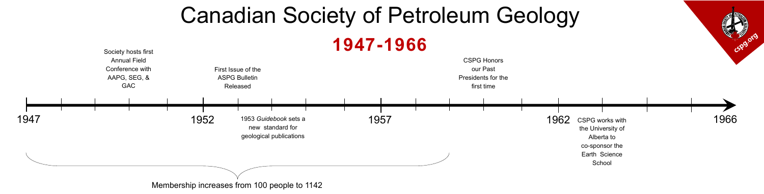# Canadian Society of Petroleum Geology

## 1947-1966

cspg.org

1947

Society hosts first Annual Field Conference with AAPG, SEG, & GAC

1952

First Issue of the ASPG Bulletin Released

1953 *Guidebook* sets a new standard for geological publications

1957

CSPG Honors our Past Presidents for the first time

1962

CSPG works with the University of Alberta to co-sponsor the Earth Science School

1966

Membership increases from 100 people to 1142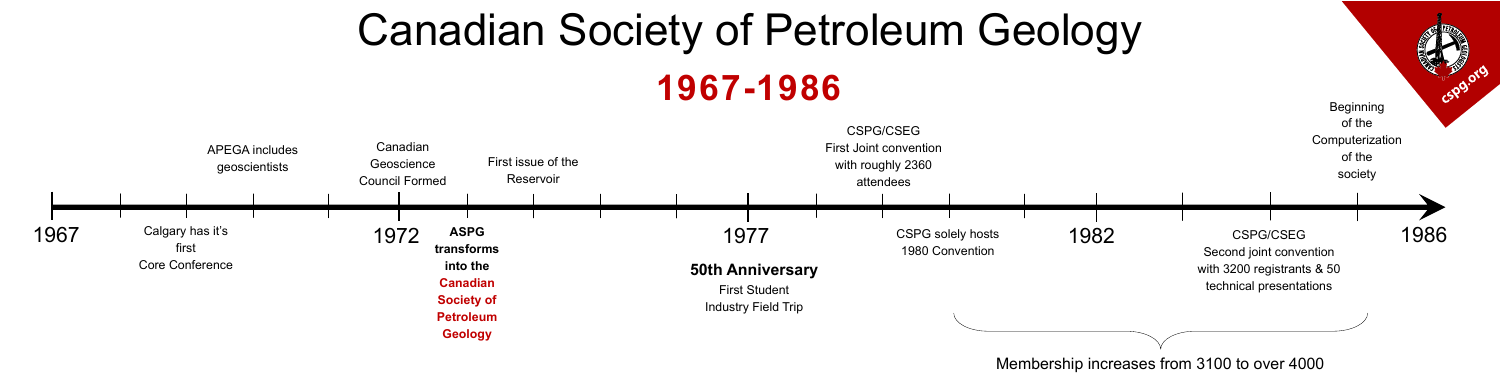# Canadian Society of Petroleum Geology

## 1967-1986

1967

1972

1977

1982

1986

Calgary has it's first Core Conference

APEGA includes geoscientists

Canadian Geoscience Council Formed

**ASPG transforms into the Canadian Society of Petroleum Geology**

First issue of the Reservoir

**50th Anniversary**

First Student Industry Field Trip

CSPG/CSEG First Joint convention with roughly 2360 attendees

CSPG solely hosts 1980 Convention

CSPG/CSEG Second joint convention with 3200 registrants & 50 technical presentations

Beginning of the Computerization of the society

Membership increases from 3100 to over 4000

cspg.org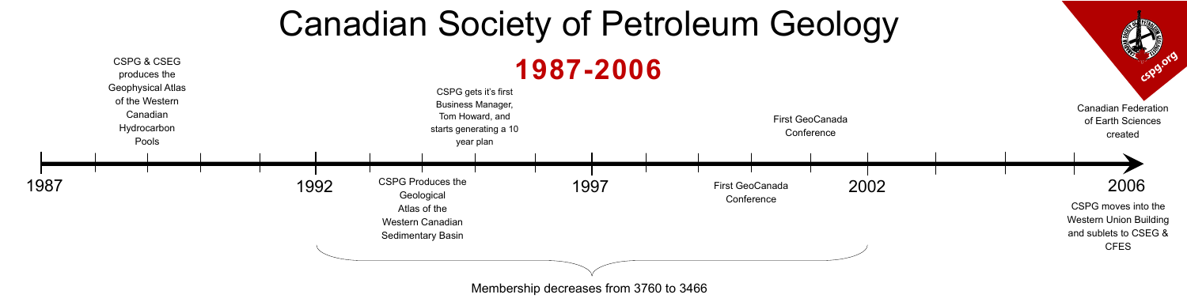# Canadian Society of Petroleum Geology

## 1987-2006

cspg.org

1987

1992

1997

2002

2006

CSPG & CSEG produces the Geophysical Atlas of the Western Canadian Hydrocarbon Pools

CSPG Produces the Geological Atlas of the Western Canadian Sedimentary Basin

CSPG gets it's first Business Manager, Tom Howard, and starts generating a 10 year plan

First GeoCanada Conference

First GeoCanada Conference

Canadian Federation of Earth Sciences created

CSPG moves into the Western Union Building and sublets to CSEG & CFES

Membership decreases from 3760 to 3466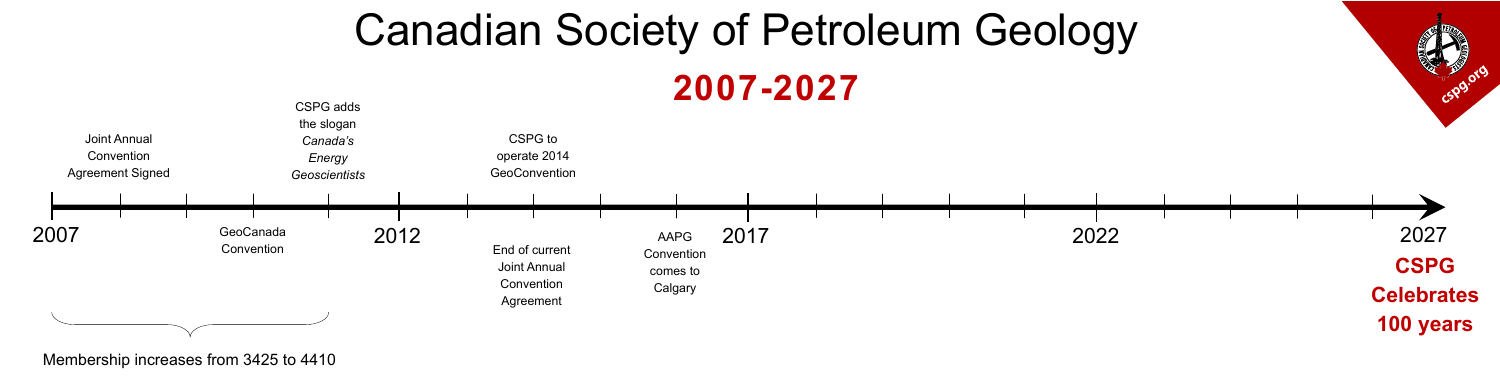# Canadian Society of Petroleum Geology

## **2007-2027**

cspg.org

Joint Annual Convention Agreement Signed

CSPG adds the slogan *Canada's Energy Geoscientists*

CSPG to operate 2014 GeoConvention

2007

GeoCanada Convention

2012

End of current Joint Annual Convention Agreement

AAPG Convention comes to Calgary

2017

2022

2027

**CSPG Celebrates 100 years**

Membership increases from 3425 to 4410